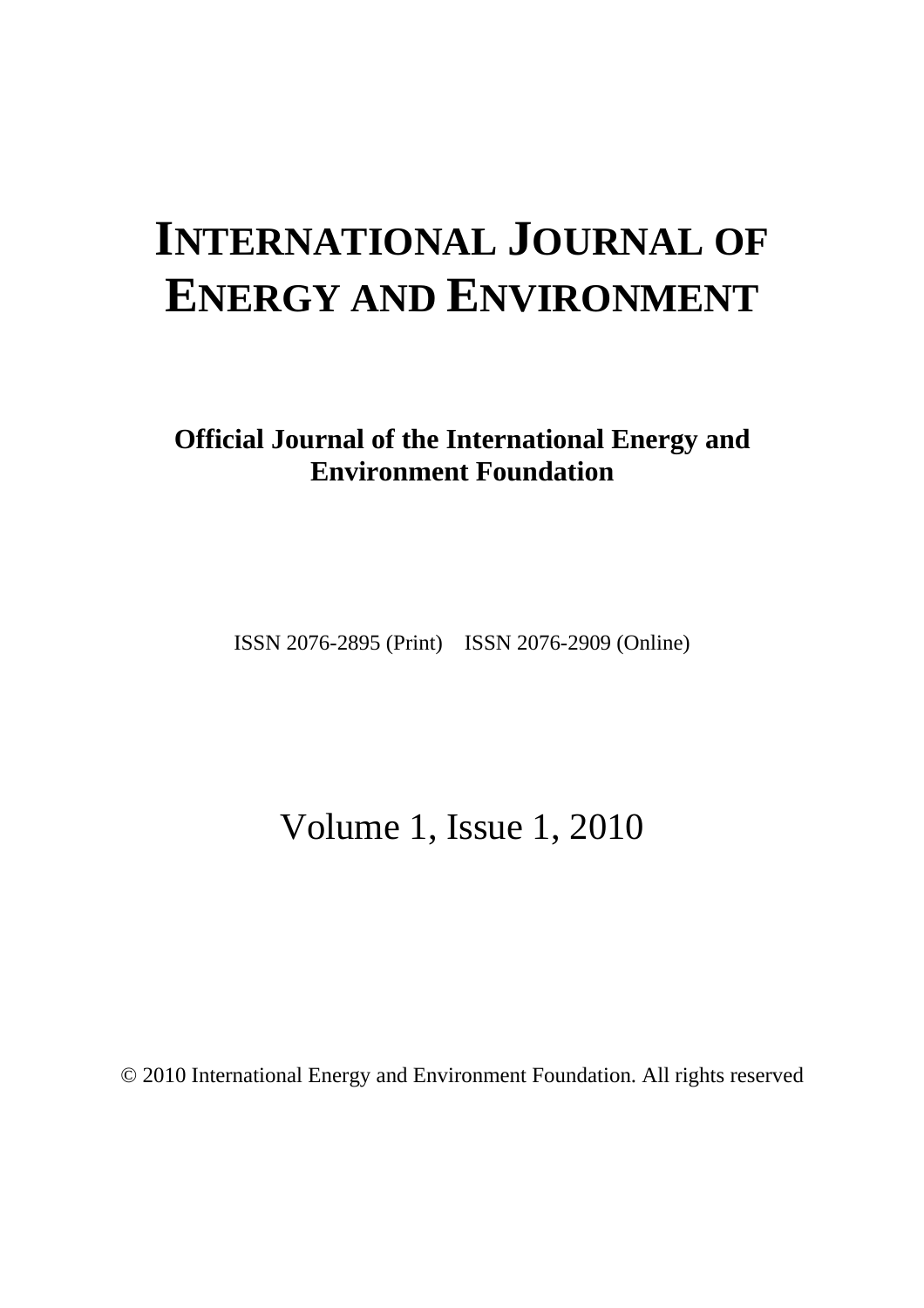# INTERNATIONAL JOURNAL OF ENERGY AND ENVIRONMENT

**Official Journal of the International Energy and Environment Foundation**

ISSN 2076-2895 (Print)    ISSN 2076-2909 (Online)

Volume 1, Issue 1, 2010

© 2010 International Energy and Environment Foundation. All rights reserved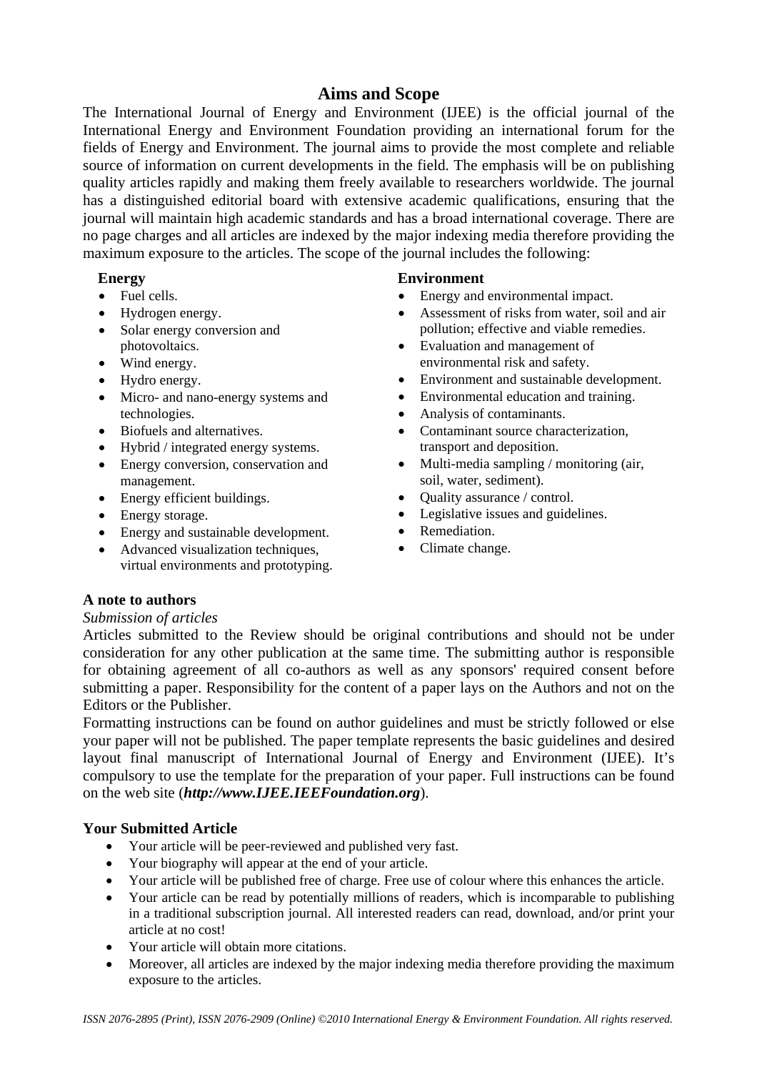## Aims and Scope

The International Journal of Energy and Environment (IJEE) is the official journal of the International Energy and Environment Foundation providing an international forum for the fields of Energy and Environment. The journal aims to provide the most complete and reliable source of information on current developments in the field. The emphasis will be on publishing quality articles rapidly and making them freely available to researchers worldwide. The journal has a distinguished editorial board with extensive academic qualifications, ensuring that the journal will maintain high academic standards and has a broad international coverage. There are no page charges and all articles are indexed by the major indexing media therefore providing the maximum exposure to the articles. The scope of the journal includes the following:

**Energy**

- Fuel cells.
- Hydrogen energy.
- Solar energy conversion and photovoltaics.
- Wind energy.
- Hydro energy.
- Micro- and nano-energy systems and technologies.
- Biofuels and alternatives.
- Hybrid / integrated energy systems.
- Energy conversion, conservation and management.
- Energy efficient buildings.
- Energy storage.
- Energy and sustainable development.
- Advanced visualization techniques, virtual environments and prototyping.

**Environment**

- Energy and environmental impact.
- Assessment of risks from water, soil and air pollution; effective and viable remedies.
- Evaluation and management of environmental risk and safety.
- Environment and sustainable development.
- Environmental education and training.
- Analysis of contaminants.
- Contaminant source characterization, transport and deposition.
- Multi-media sampling / monitoring (air, soil, water, sediment).
- Quality assurance / control.
- Legislative issues and guidelines.
- Remediation.
- Climate change.

### A note to authors

*Submission of articles*

Articles submitted to the Review should be original contributions and should not be under consideration for any other publication at the same time. The submitting author is responsible for obtaining agreement of all co-authors as well as any sponsors' required consent before submitting a paper. Responsibility for the content of a paper lays on the Authors and not on the Editors or the Publisher.

Formatting instructions can be found on author guidelines and must be strictly followed or else your paper will not be published. The paper template represents the basic guidelines and desired layout final manuscript of International Journal of Energy and Environment (IJEE). It's compulsory to use the template for the preparation of your paper. Full instructions can be found on the web site (***http://www.IJEE.IEEFoundation.org***).

### Your Submitted Article

- Your article will be peer-reviewed and published very fast.
- Your biography will appear at the end of your article.
- Your article will be published free of charge. Free use of colour where this enhances the article.
- Your article can be read by potentially millions of readers, which is incomparable to publishing in a traditional subscription journal. All interested readers can read, download, and/or print your article at no cost!
- Your article will obtain more citations.
- Moreover, all articles are indexed by the major indexing media therefore providing the maximum exposure to the articles.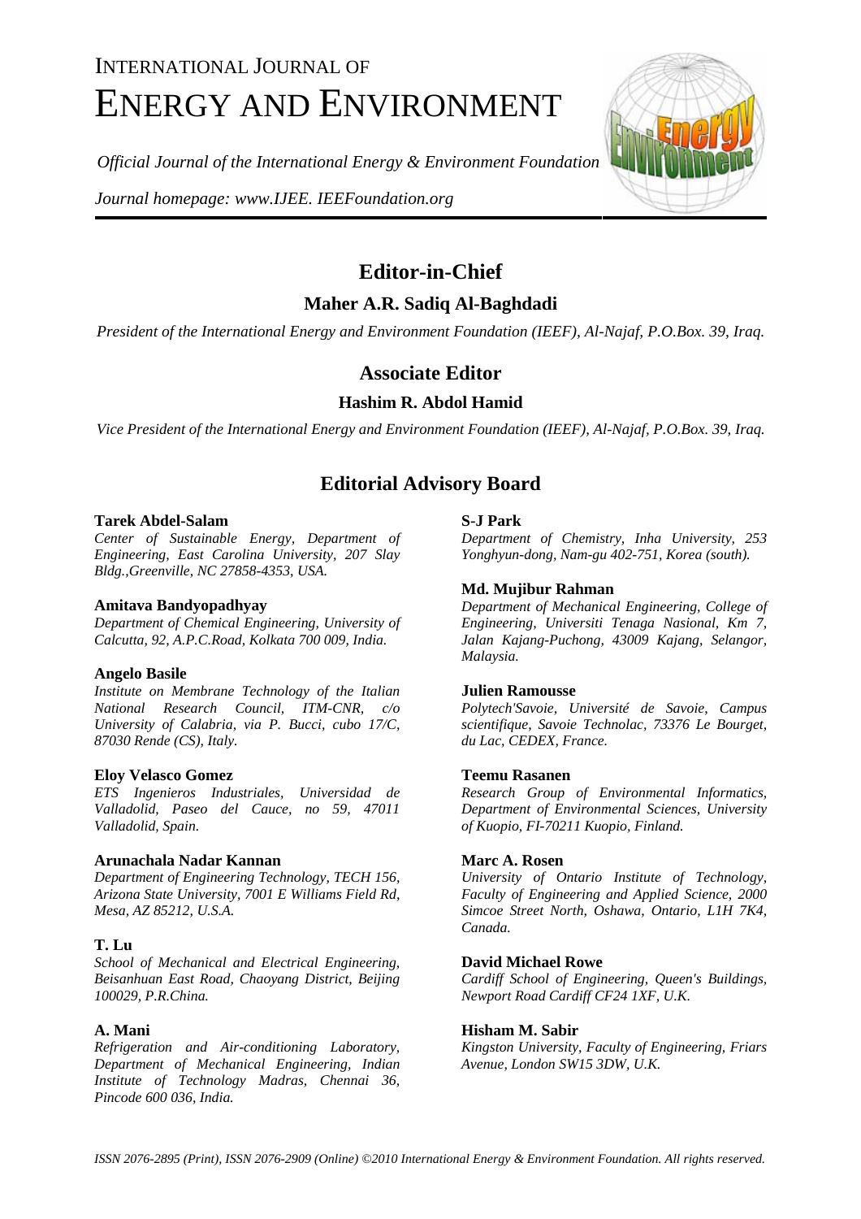# INTERNATIONAL JOURNAL OF ENERGY AND ENVIRONMENT

*Official Journal of the International Energy & Environment Foundation*

*Journal homepage: www.IJEE. IEEFoundation.org*

## Editor-in-Chief

### Maher A.R. Sadiq Al-Baghdadi

*President of the International Energy and Environment Foundation (IEEF), Al-Najaf, P.O.Box. 39, Iraq.*

## Associate Editor

### Hashim R. Abdol Hamid

*Vice President of the International Energy and Environment Foundation (IEEF), Al-Najaf, P.O.Box. 39, Iraq.*

## Editorial Advisory Board

**Tarek Abdel-Salam**
*Center of Sustainable Energy, Department of Engineering, East Carolina University, 207 Slay Bldg.,Greenville, NC 27858-4353, USA.*

**Amitava Bandyopadhyay**
*Department of Chemical Engineering, University of Calcutta, 92, A.P.C.Road, Kolkata 700 009, India.*

**Angelo Basile**
*Institute on Membrane Technology of the Italian National Research Council, ITM-CNR, c/o University of Calabria, via P. Bucci, cubo 17/C, 87030 Rende (CS), Italy.*

**Eloy Velasco Gomez**
*ETS Ingenieros Industriales, Universidad de Valladolid, Paseo del Cauce, no 59, 47011 Valladolid, Spain.*

**Arunachala Nadar Kannan**
*Department of Engineering Technology, TECH 156, Arizona State University, 7001 E Williams Field Rd, Mesa, AZ 85212, U.S.A.*

**T. Lu**
*School of Mechanical and Electrical Engineering, Beisanhuan East Road, Chaoyang District, Beijing 100029, P.R.China.*

**A. Mani**
*Refrigeration and Air-conditioning Laboratory, Department of Mechanical Engineering, Indian Institute of Technology Madras, Chennai 36, Pincode 600 036, India.*

**S-J Park**
*Department of Chemistry, Inha University, 253 Yonghyun-dong, Nam-gu 402-751, Korea (south).*

**Md. Mujibur Rahman**
*Department of Mechanical Engineering, College of Engineering, Universiti Tenaga Nasional, Km 7, Jalan Kajang-Puchong, 43009 Kajang, Selangor, Malaysia.*

**Julien Ramousse**
*Polytech'Savoie, Université de Savoie, Campus scientifique, Savoie Technolac, 73376 Le Bourget, du Lac, CEDEX, France.*

**Teemu Rasanen**
*Research Group of Environmental Informatics, Department of Environmental Sciences, University of Kuopio, FI-70211 Kuopio, Finland.*

**Marc A. Rosen**
*University of Ontario Institute of Technology, Faculty of Engineering and Applied Science, 2000 Simcoe Street North, Oshawa, Ontario, L1H 7K4, Canada.*

**David Michael Rowe**
*Cardiff School of Engineering, Queen's Buildings, Newport Road Cardiff CF24 1XF, U.K.*

**Hisham M. Sabir**
*Kingston University, Faculty of Engineering, Friars Avenue, London SW15 3DW, U.K.*

*ISSN 2076-2895 (Print), ISSN 2076-2909 (Online) ©2010 International Energy & Environment Foundation. All rights reserved.*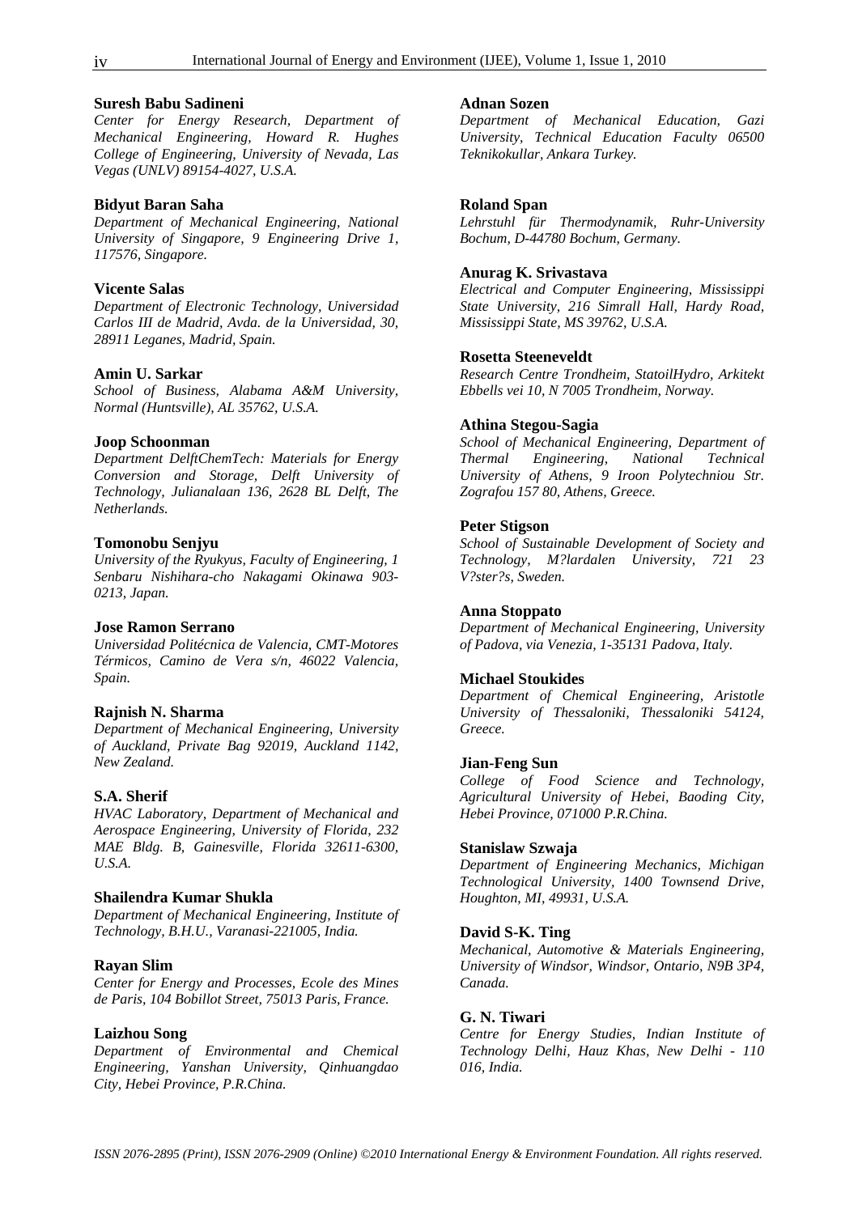**Suresh Babu Sadineni**
*Center for Energy Research, Department of Mechanical Engineering, Howard R. Hughes College of Engineering, University of Nevada, Las Vegas (UNLV) 89154-4027, U.S.A.*

**Bidyut Baran Saha**
*Department of Mechanical Engineering, National University of Singapore, 9 Engineering Drive 1, 117576, Singapore.*

**Vicente Salas**
*Department of Electronic Technology, Universidad Carlos III de Madrid, Avda. de la Universidad, 30, 28911 Leganes, Madrid, Spain.*

**Amin U. Sarkar**
*School of Business, Alabama A&M University, Normal (Huntsville), AL 35762, U.S.A.*

**Joop Schoonman**
*Department DelftChemTech: Materials for Energy Conversion and Storage, Delft University of Technology, Julianalaan 136, 2628 BL Delft, The Netherlands.*

**Tomonobu Senjyu**
*University of the Ryukyus, Faculty of Engineering, 1 Senbaru Nishihara-cho Nakagami Okinawa 903-0213, Japan.*

**Jose Ramon Serrano**
*Universidad Politécnica de Valencia, CMT-Motores Térmicos, Camino de Vera s/n, 46022 Valencia, Spain.*

**Rajnish N. Sharma**
*Department of Mechanical Engineering, University of Auckland, Private Bag 92019, Auckland 1142, New Zealand.*

**S.A. Sherif**
*HVAC Laboratory, Department of Mechanical and Aerospace Engineering, University of Florida, 232 MAE Bldg. B, Gainesville, Florida 32611-6300, U.S.A.*

**Shailendra Kumar Shukla**
*Department of Mechanical Engineering, Institute of Technology, B.H.U., Varanasi-221005, India.*

**Rayan Slim**
*Center for Energy and Processes, Ecole des Mines de Paris, 104 Bobillot Street, 75013 Paris, France.*

**Laizhou Song**
*Department of Environmental and Chemical Engineering, Yanshan University, Qinhuangdao City, Hebei Province, P.R.China.*

**Adnan Sozen**
*Department of Mechanical Education, Gazi University, Technical Education Faculty 06500 Teknikokullar, Ankara Turkey.*

**Roland Span**
*Lehrstuhl für Thermodynamik, Ruhr-University Bochum, D-44780 Bochum, Germany.*

**Anurag K. Srivastava**
*Electrical and Computer Engineering, Mississippi State University, 216 Simrall Hall, Hardy Road, Mississippi State, MS 39762, U.S.A.*

**Rosetta Steeneveldt**
*Research Centre Trondheim, StatoilHydro, Arkitekt Ebbells vei 10, N 7005 Trondheim, Norway.*

**Athina Stegou-Sagia**
*School of Mechanical Engineering, Department of Thermal Engineering, National Technical University of Athens, 9 Iroon Polytechniou Str. Zografou 157 80, Athens, Greece.*

**Peter Stigson**
*School of Sustainable Development of Society and Technology, M?lardalen University, 721 23 V?ster?s, Sweden.*

**Anna Stoppato**
*Department of Mechanical Engineering, University of Padova, via Venezia, 1-35131 Padova, Italy.*

**Michael Stoukides**
*Department of Chemical Engineering, Aristotle University of Thessaloniki, Thessaloniki 54124, Greece.*

**Jian-Feng Sun**
*College of Food Science and Technology, Agricultural University of Hebei, Baoding City, Hebei Province, 071000 P.R.China.*

**Stanislaw Szwaja**
*Department of Engineering Mechanics, Michigan Technological University, 1400 Townsend Drive, Houghton, MI, 49931, U.S.A.*

**David S-K. Ting**
*Mechanical, Automotive & Materials Engineering, University of Windsor, Windsor, Ontario, N9B 3P4, Canada.*

**G. N. Tiwari**
*Centre for Energy Studies, Indian Institute of Technology Delhi, Hauz Khas, New Delhi - 110 016, India.*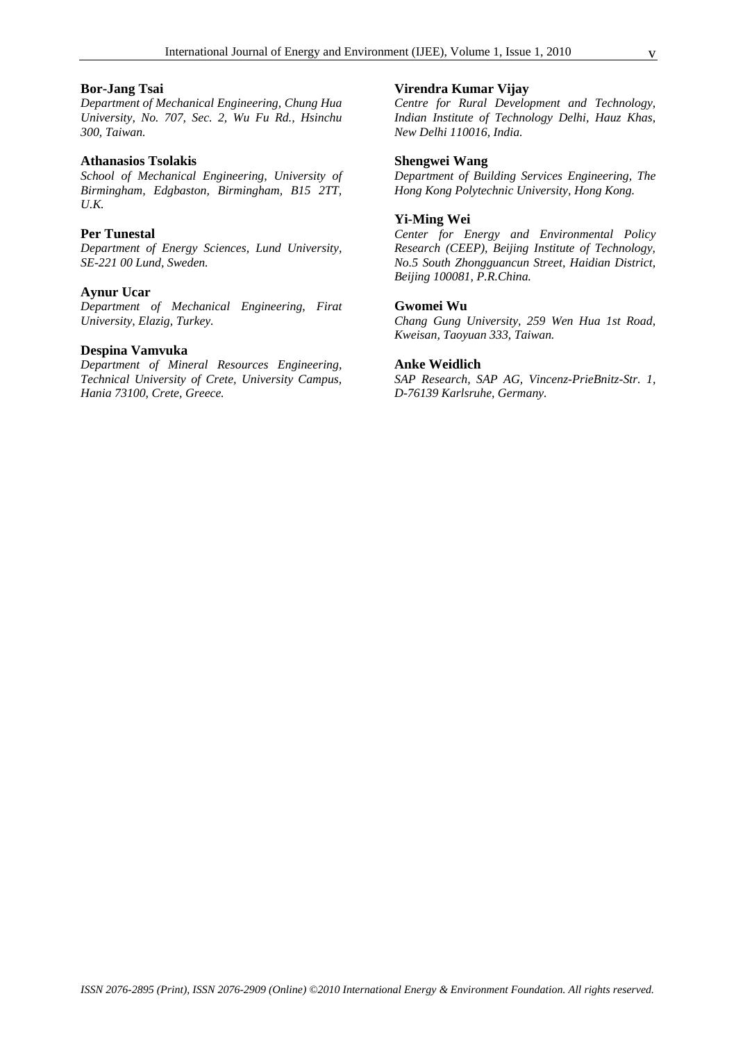**Bor-Jang Tsai**
*Department of Mechanical Engineering, Chung Hua University, No. 707, Sec. 2, Wu Fu Rd., Hsinchu 300, Taiwan.*

**Athanasios Tsolakis**
*School of Mechanical Engineering, University of Birmingham, Edgbaston, Birmingham, B15 2TT, U.K.*

**Per Tunestal**
*Department of Energy Sciences, Lund University, SE-221 00 Lund, Sweden.*

**Aynur Ucar**
*Department of Mechanical Engineering, Firat University, Elazig, Turkey.*

**Despina Vamvuka**
*Department of Mineral Resources Engineering, Technical University of Crete, University Campus, Hania 73100, Crete, Greece.*

**Virendra Kumar Vijay**
*Centre for Rural Development and Technology, Indian Institute of Technology Delhi, Hauz Khas, New Delhi 110016, India.*

**Shengwei Wang**
*Department of Building Services Engineering, The Hong Kong Polytechnic University, Hong Kong.*

**Yi-Ming Wei**
*Center for Energy and Environmental Policy Research (CEEP), Beijing Institute of Technology, No.5 South Zhongguancun Street, Haidian District, Beijing 100081, P.R.China.*

**Gwomei Wu**
*Chang Gung University, 259 Wen Hua 1st Road, Kweisan, Taoyuan 333, Taiwan.*

**Anke Weidlich**
*SAP Research, SAP AG, Vincenz-PrieBnitz-Str. 1, D-76139 Karlsruhe, Germany.*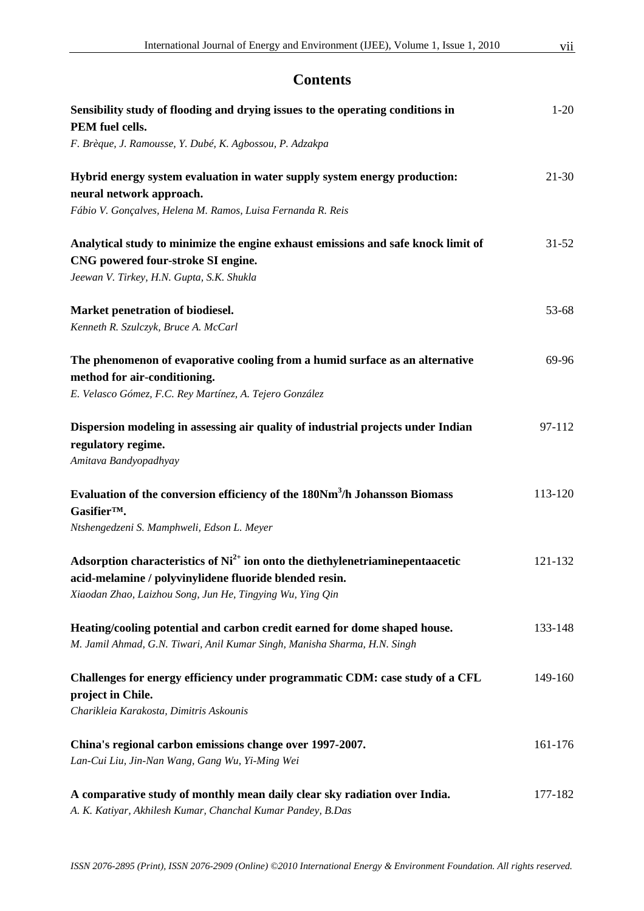## Contents

**Sensibility study of flooding and drying issues to the operating conditions in PEM fuel cells.** 1-20
*F. Brèque, J. Ramousse, Y. Dubé, K. Agbossou, P. Adzakpa*

**Hybrid energy system evaluation in water supply system energy production: neural network approach.** 21-30
*Fábio V. Gonçalves, Helena M. Ramos, Luisa Fernanda R. Reis*

**Analytical study to minimize the engine exhaust emissions and safe knock limit of CNG powered four-stroke SI engine.** 31-52
*Jeewan V. Tirkey, H.N. Gupta, S.K. Shukla*

**Market penetration of biodiesel.** 53-68
*Kenneth R. Szulczyk, Bruce A. McCarl*

**The phenomenon of evaporative cooling from a humid surface as an alternative method for air-conditioning.** 69-96
*E. Velasco Gómez, F.C. Rey Martínez, A. Tejero González*

**Dispersion modeling in assessing air quality of industrial projects under Indian regulatory regime.** 97-112
*Amitava Bandyopadhyay*

**Evaluation of the conversion efficiency of the 180Nm$^3$/h Johansson Biomass Gasifier™.** 113-120
*Ntshengedzeni S. Mamphweli, Edson L. Meyer*

**Adsorption characteristics of $Ni^{2+}$ ion onto the diethylenetriaminepentaacetic acid-melamine / polyvinylidene fluoride blended resin.** 121-132
*Xiaodan Zhao, Laizhou Song, Jun He, Tingying Wu, Ying Qin*

**Heating/cooling potential and carbon credit earned for dome shaped house.** 133-148
*M. Jamil Ahmad, G.N. Tiwari, Anil Kumar Singh, Manisha Sharma, H.N. Singh*

**Challenges for energy efficiency under programmatic CDM: case study of a CFL project in Chile.** 149-160
*Charikleia Karakosta, Dimitris Askounis*

**China's regional carbon emissions change over 1997-2007.** 161-176
*Lan-Cui Liu, Jin-Nan Wang, Gang Wu, Yi-Ming Wei*

**A comparative study of monthly mean daily clear sky radiation over India.** 177-182
*A. K. Katiyar, Akhilesh Kumar, Chanchal Kumar Pandey, B.Das*